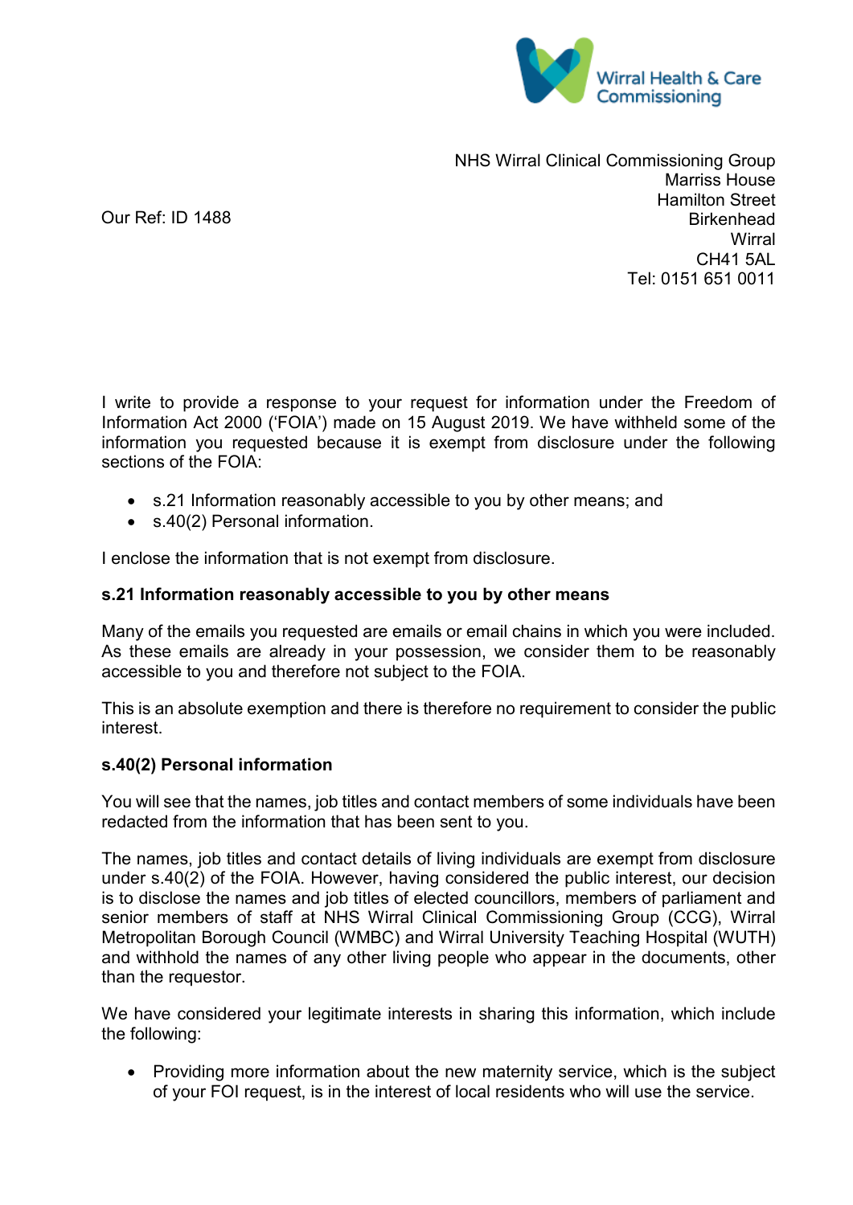Wirral Health & Care Commissioning

NHS Wirral Clinical Commissioning Group
Marriss House
Hamilton Street
Birkenhead
Wirral
CH41 5AL
Tel: 0151 651 0011

Our Ref: ID 1488

I write to provide a response to your request for information under the Freedom of Information Act 2000 ('FOIA') made on 15 August 2019. We have withheld some of the information you requested because it is exempt from disclosure under the following sections of the FOIA:

- s.21 Information reasonably accessible to you by other means; and
- s.40(2) Personal information.

I enclose the information that is not exempt from disclosure.

**s.21 Information reasonably accessible to you by other means**

Many of the emails you requested are emails or email chains in which you were included. As these emails are already in your possession, we consider them to be reasonably accessible to you and therefore not subject to the FOIA.

This is an absolute exemption and there is therefore no requirement to consider the public interest.

**s.40(2) Personal information**

You will see that the names, job titles and contact members of some individuals have been redacted from the information that has been sent to you.

The names, job titles and contact details of living individuals are exempt from disclosure under s.40(2) of the FOIA. However, having considered the public interest, our decision is to disclose the names and job titles of elected councillors, members of parliament and senior members of staff at NHS Wirral Clinical Commissioning Group (CCG), Wirral Metropolitan Borough Council (WMBC) and Wirral University Teaching Hospital (WUTH) and withhold the names of any other living people who appear in the documents, other than the requestor.

We have considered your legitimate interests in sharing this information, which include the following:

- Providing more information about the new maternity service, which is the subject of your FOI request, is in the interest of local residents who will use the service.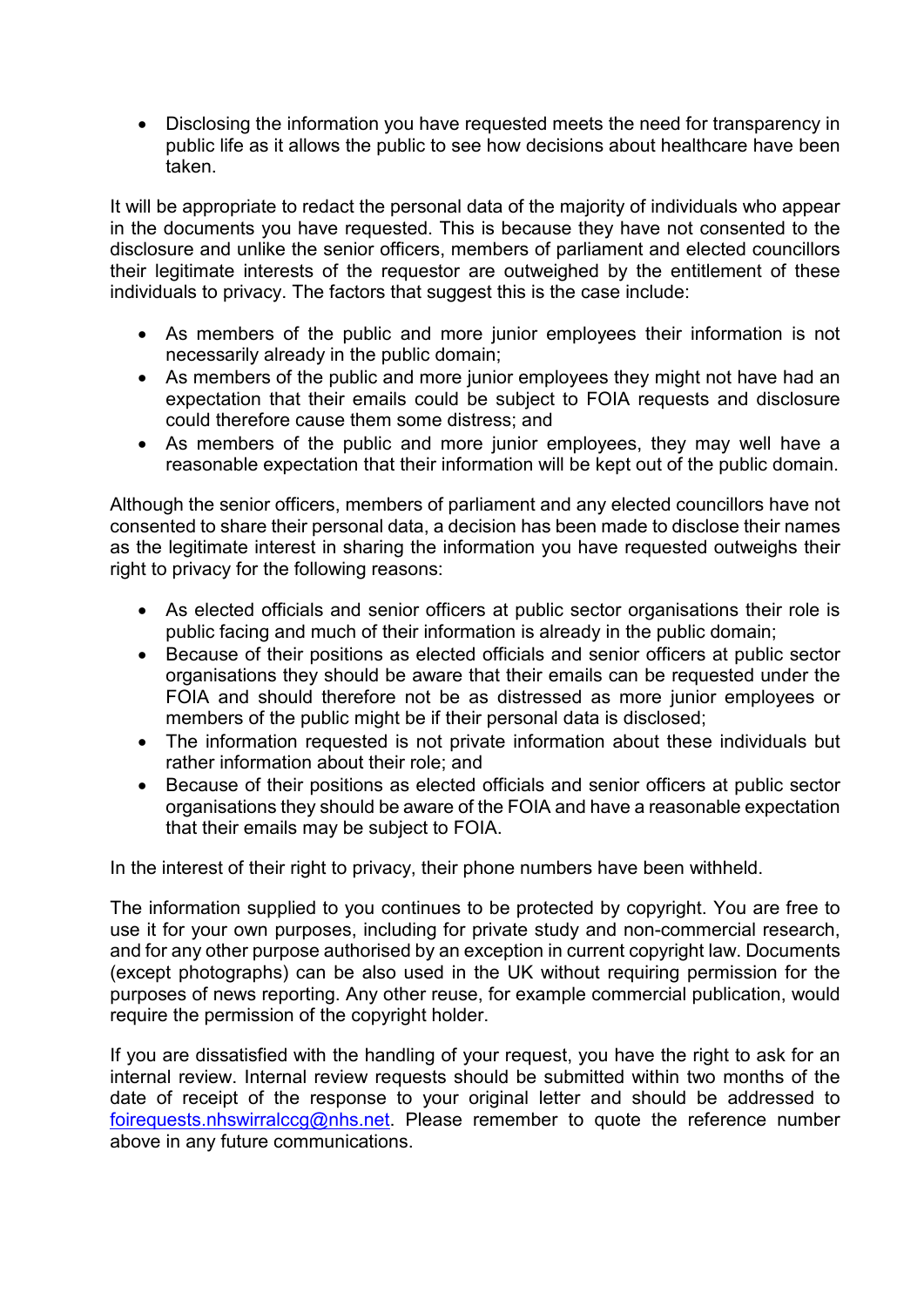- Disclosing the information you have requested meets the need for transparency in public life as it allows the public to see how decisions about healthcare have been taken.

It will be appropriate to redact the personal data of the majority of individuals who appear in the documents you have requested. This is because they have not consented to the disclosure and unlike the senior officers, members of parliament and elected councillors their legitimate interests of the requestor are outweighed by the entitlement of these individuals to privacy. The factors that suggest this is the case include:

- As members of the public and more junior employees their information is not necessarily already in the public domain;
- As members of the public and more junior employees they might not have had an expectation that their emails could be subject to FOIA requests and disclosure could therefore cause them some distress; and
- As members of the public and more junior employees, they may well have a reasonable expectation that their information will be kept out of the public domain.

Although the senior officers, members of parliament and any elected councillors have not consented to share their personal data, a decision has been made to disclose their names as the legitimate interest in sharing the information you have requested outweighs their right to privacy for the following reasons:

- As elected officials and senior officers at public sector organisations their role is public facing and much of their information is already in the public domain;
- Because of their positions as elected officials and senior officers at public sector organisations they should be aware that their emails can be requested under the FOIA and should therefore not be as distressed as more junior employees or members of the public might be if their personal data is disclosed;
- The information requested is not private information about these individuals but rather information about their role; and
- Because of their positions as elected officials and senior officers at public sector organisations they should be aware of the FOIA and have a reasonable expectation that their emails may be subject to FOIA.

In the interest of their right to privacy, their phone numbers have been withheld.

The information supplied to you continues to be protected by copyright. You are free to use it for your own purposes, including for private study and non-commercial research, and for any other purpose authorised by an exception in current copyright law. Documents (except photographs) can be also used in the UK without requiring permission for the purposes of news reporting. Any other reuse, for example commercial publication, would require the permission of the copyright holder.

If you are dissatisfied with the handling of your request, you have the right to ask for an internal review. Internal review requests should be submitted within two months of the date of receipt of the response to your original letter and should be addressed to foirequests.nhswirralccg@nhs.net. Please remember to quote the reference number above in any future communications.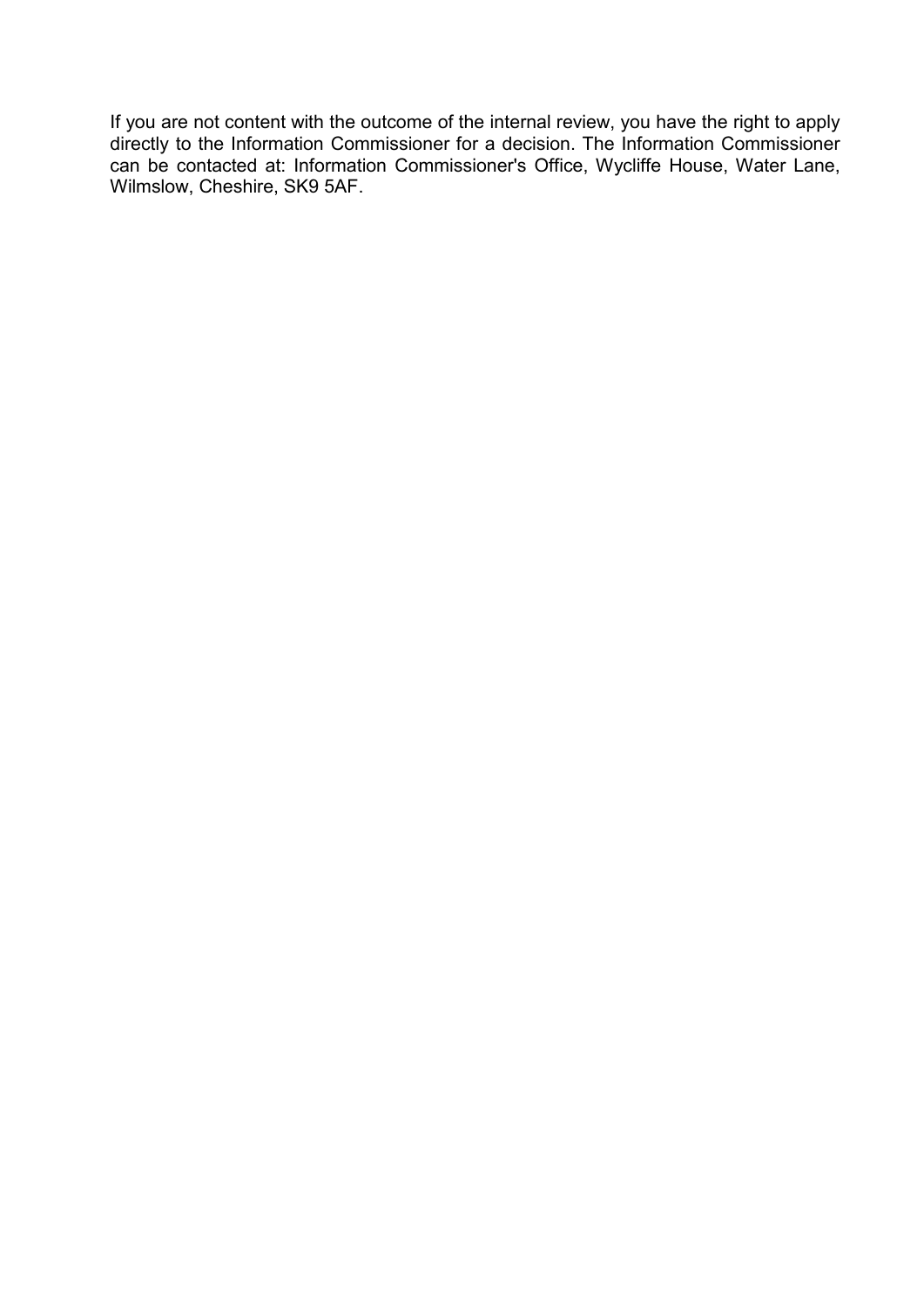If you are not content with the outcome of the internal review, you have the right to apply directly to the Information Commissioner for a decision. The Information Commissioner can be contacted at: Information Commissioner's Office, Wycliffe House, Water Lane, Wilmslow, Cheshire, SK9 5AF.